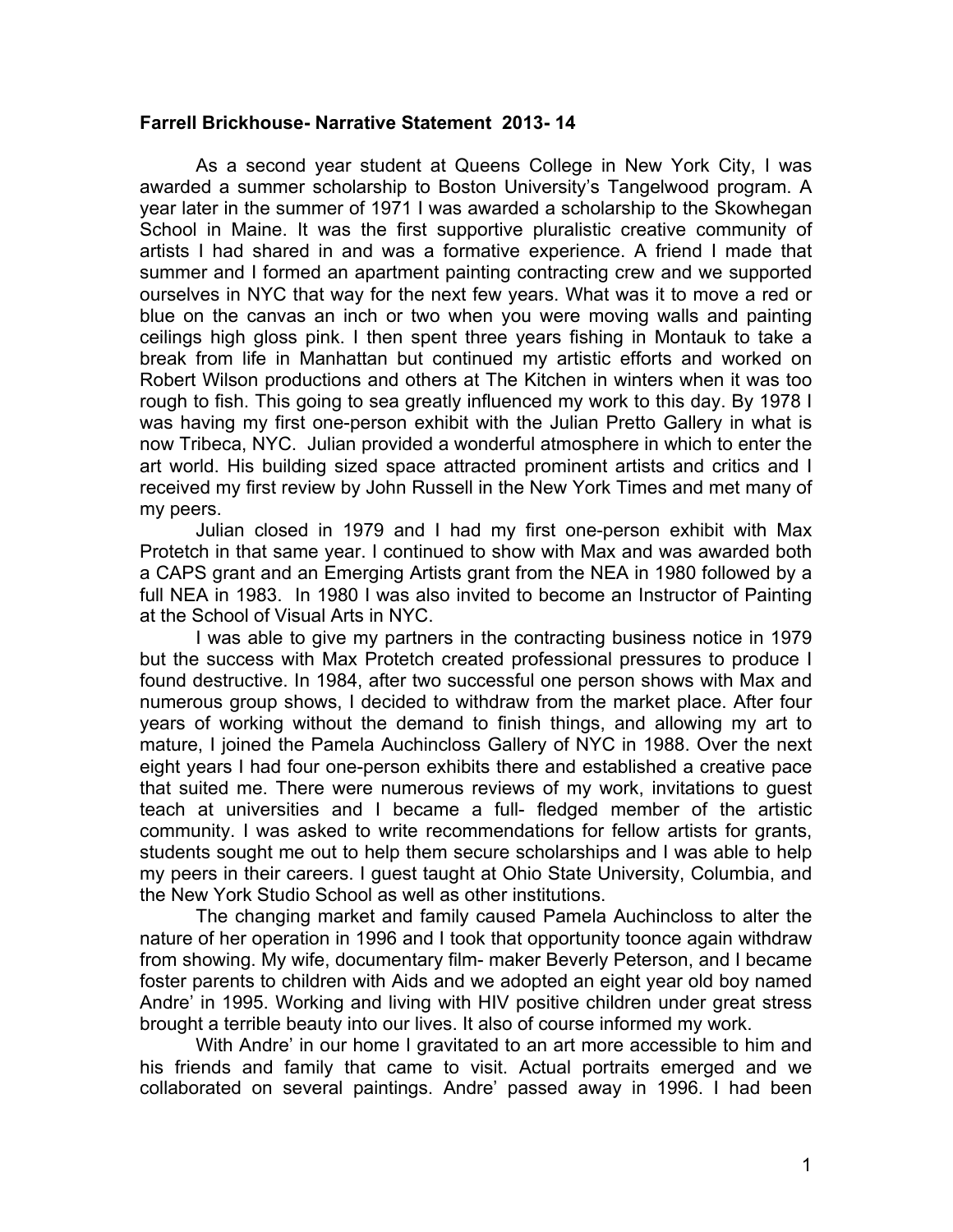**Farrell Brickhouse- Narrative Statement 2013- 14**

As a second year student at Queens College in New York City, I was awarded a summer scholarship to Boston University's Tangelwood program. A year later in the summer of 1971 I was awarded a scholarship to the Skowhegan School in Maine. It was the first supportive pluralistic creative community of artists I had shared in and was a formative experience. A friend I made that summer and I formed an apartment painting contracting crew and we supported ourselves in NYC that way for the next few years. What was it to move a red or blue on the canvas an inch or two when you were moving walls and painting ceilings high gloss pink. I then spent three years fishing in Montauk to take a break from life in Manhattan but continued my artistic efforts and worked on Robert Wilson productions and others at The Kitchen in winters when it was too rough to fish. This going to sea greatly influenced my work to this day. By 1978 I was having my first one-person exhibit with the Julian Pretto Gallery in what is now Tribeca, NYC. Julian provided a wonderful atmosphere in which to enter the art world. His building sized space attracted prominent artists and critics and I received my first review by John Russell in the New York Times and met many of my peers.

Julian closed in 1979 and I had my first one-person exhibit with Max Protetch in that same year. I continued to show with Max and was awarded both a CAPS grant and an Emerging Artists grant from the NEA in 1980 followed by a full NEA in 1983. In 1980 I was also invited to become an Instructor of Painting at the School of Visual Arts in NYC.

I was able to give my partners in the contracting business notice in 1979 but the success with Max Protetch created professional pressures to produce I found destructive. In 1984, after two successful one person shows with Max and numerous group shows, I decided to withdraw from the market place. After four years of working without the demand to finish things, and allowing my art to mature, I joined the Pamela Auchincloss Gallery of NYC in 1988. Over the next eight years I had four one-person exhibits there and established a creative pace that suited me. There were numerous reviews of my work, invitations to guest teach at universities and I became a full- fledged member of the artistic community. I was asked to write recommendations for fellow artists for grants, students sought me out to help them secure scholarships and I was able to help my peers in their careers. I guest taught at Ohio State University, Columbia, and the New York Studio School as well as other institutions.

The changing market and family caused Pamela Auchincloss to alter the nature of her operation in 1996 and I took that opportunity toonce again withdraw from showing. My wife, documentary film- maker Beverly Peterson, and I became foster parents to children with Aids and we adopted an eight year old boy named Andre' in 1995. Working and living with HIV positive children under great stress brought a terrible beauty into our lives. It also of course informed my work.

With Andre' in our home I gravitated to an art more accessible to him and his friends and family that came to visit. Actual portraits emerged and we collaborated on several paintings. Andre' passed away in 1996. I had been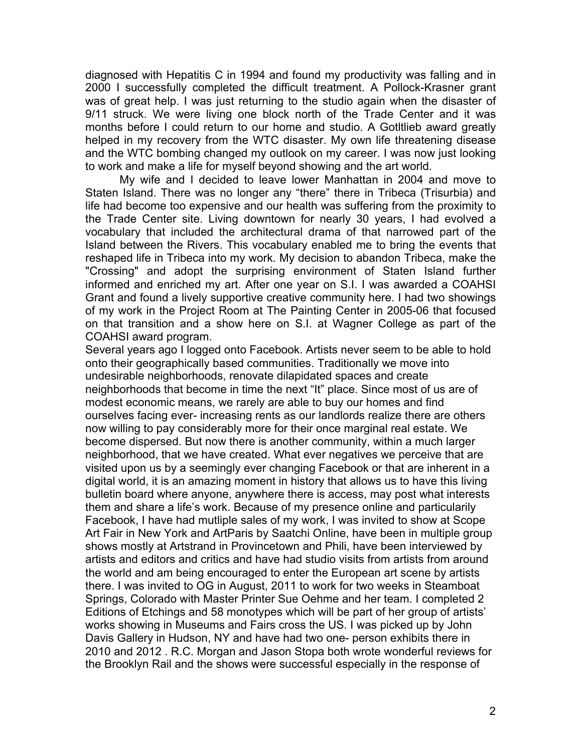diagnosed with Hepatitis C in 1994 and found my productivity was falling and in 2000 I successfully completed the difficult treatment. A Pollock-Krasner grant was of great help. I was just returning to the studio again when the disaster of 9/11 struck. We were living one block north of the Trade Center and it was months before I could return to our home and studio. A Gotltlieb award greatly helped in my recovery from the WTC disaster. My own life threatening disease and the WTC bombing changed my outlook on my career. I was now just looking to work and make a life for myself beyond showing and the art world.

My wife and I decided to leave lower Manhattan in 2004 and move to Staten Island. There was no longer any "there" there in Tribeca (Trisurbia) and life had become too expensive and our health was suffering from the proximity to the Trade Center site. Living downtown for nearly 30 years, I had evolved a vocabulary that included the architectural drama of that narrowed part of the Island between the Rivers. This vocabulary enabled me to bring the events that reshaped life in Tribeca into my work. My decision to abandon Tribeca, make the "Crossing" and adopt the surprising environment of Staten Island further informed and enriched my art. After one year on S.I. I was awarded a COAHSI Grant and found a lively supportive creative community here. I had two showings of my work in the Project Room at The Painting Center in 2005-06 that focused on that transition and a show here on S.I. at Wagner College as part of the COAHSI award program.

Several years ago I logged onto Facebook. Artists never seem to be able to hold onto their geographically based communities. Traditionally we move into undesirable neighborhoods, renovate dilapidated spaces and create neighborhoods that become in time the next "It" place. Since most of us are of modest economic means, we rarely are able to buy our homes and find ourselves facing ever- increasing rents as our landlords realize there are others now willing to pay considerably more for their once marginal real estate. We become dispersed. But now there is another community, within a much larger neighborhood, that we have created. What ever negatives we perceive that are visited upon us by a seemingly ever changing Facebook or that are inherent in a digital world, it is an amazing moment in history that allows us to have this living bulletin board where anyone, anywhere there is access, may post what interests them and share a life's work. Because of my presence online and particularily Facebook, I have had mutliple sales of my work, I was invited to show at Scope Art Fair in New York and ArtParis by Saatchi Online, have been in multiple group shows mostly at Artstrand in Provincetown and Phili, have been interviewed by artists and editors and critics and have had studio visits from artists from around the world and am being encouraged to enter the European art scene by artists there. I was invited to OG in August, 2011 to work for two weeks in Steamboat Springs, Colorado with Master Printer Sue Oehme and her team. I completed 2 Editions of Etchings and 58 monotypes which will be part of her group of artists' works showing in Museums and Fairs cross the US. I was picked up by John Davis Gallery in Hudson, NY and have had two one- person exhibits there in 2010 and 2012 . R.C. Morgan and Jason Stopa both wrote wonderful reviews for the Brooklyn Rail and the shows were successful especially in the response of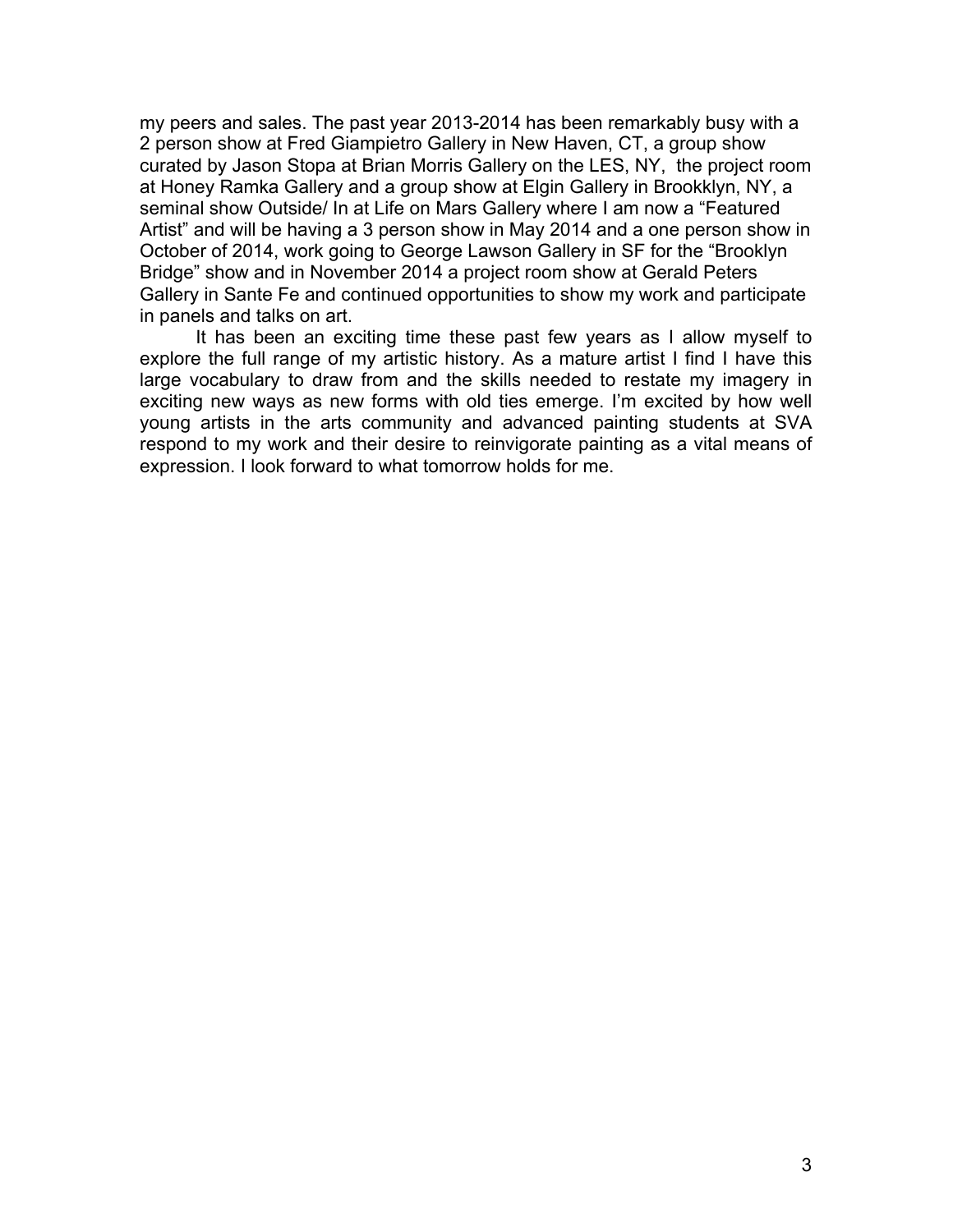my peers and sales. The past year 2013-2014 has been remarkably busy with a 2 person show at Fred Giampietro Gallery in New Haven, CT, a group show curated by Jason Stopa at Brian Morris Gallery on the LES, NY, the project room at Honey Ramka Gallery and a group show at Elgin Gallery in Brookklyn, NY, a seminal show Outside/ In at Life on Mars Gallery where I am now a “Featured Artist” and will be having a 3 person show in May 2014 and a one person show in October of 2014, work going to George Lawson Gallery in SF for the “Brooklyn Bridge” show and in November 2014 a project room show at Gerald Peters Gallery in Sante Fe and continued opportunities to show my work and participate in panels and talks on art.

It has been an exciting time these past few years as I allow myself to explore the full range of my artistic history. As a mature artist I find I have this large vocabulary to draw from and the skills needed to restate my imagery in exciting new ways as new forms with old ties emerge. I’m excited by how well young artists in the arts community and advanced painting students at SVA respond to my work and their desire to reinvigorate painting as a vital means of expression. I look forward to what tomorrow holds for me.